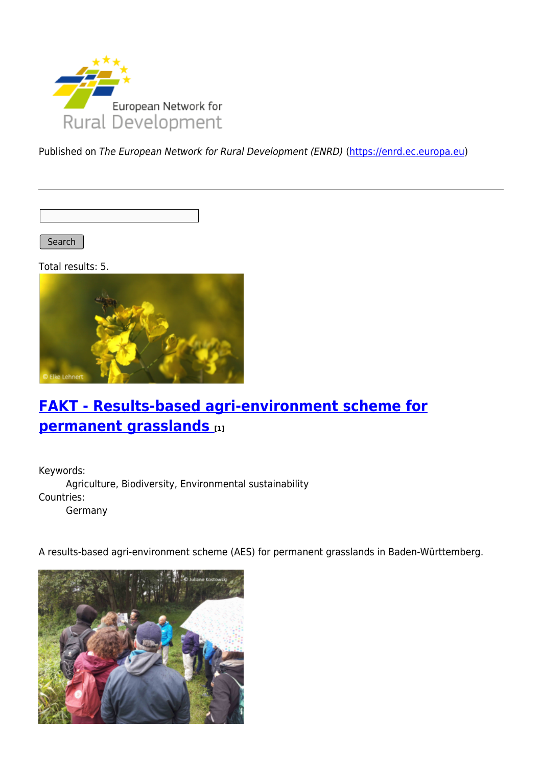Published on *The European Network for Rural Development (ENRD)* (https://enrd.ec.europa.eu)

Search

Total results: 5.

## FAKT - Results-based agri-environment scheme for permanent grasslands [1]

Keywords:
Agriculture, Biodiversity, Environmental sustainability

Countries:
Germany

A results-based agri-environment scheme (AES) for permanent grasslands in Baden-Württemberg.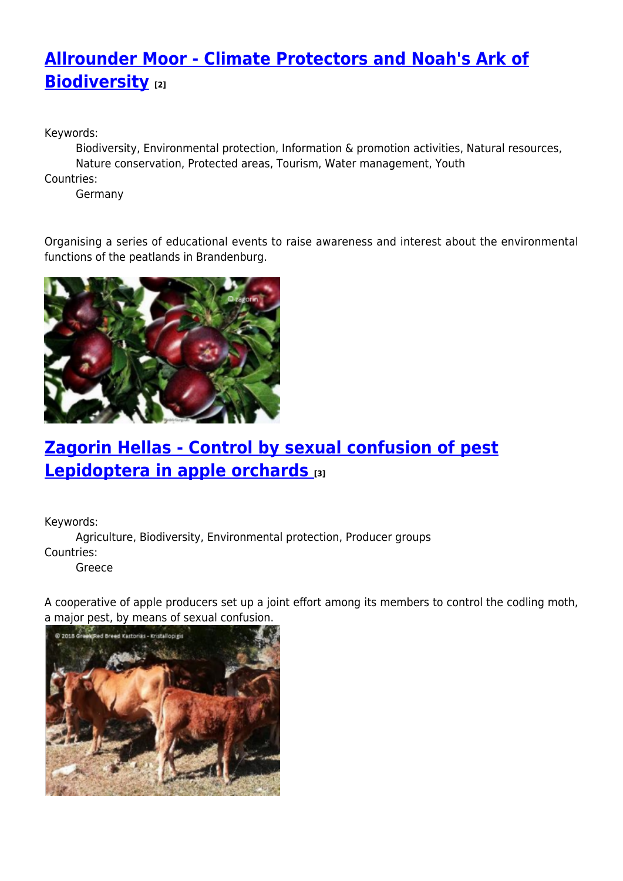## [Allrounder Moor - Climate Protectors and Noah's Ark of Biodiversity](#) [2]

Keywords:
: Biodiversity, Environmental protection, Information & promotion activities, Natural resources, Nature conservation, Protected areas, Tourism, Water management, Youth

Countries:
: Germany

Organising a series of educational events to raise awareness and interest about the environmental functions of the peatlands in Brandenburg.

## [Zagorin Hellas - Control by sexual confusion of pest Lepidoptera in apple orchards](#) [3]

Keywords:
: Agriculture, Biodiversity, Environmental protection, Producer groups

Countries:
: Greece

A cooperative of apple producers set up a joint effort among its members to control the codling moth, a major pest, by means of sexual confusion.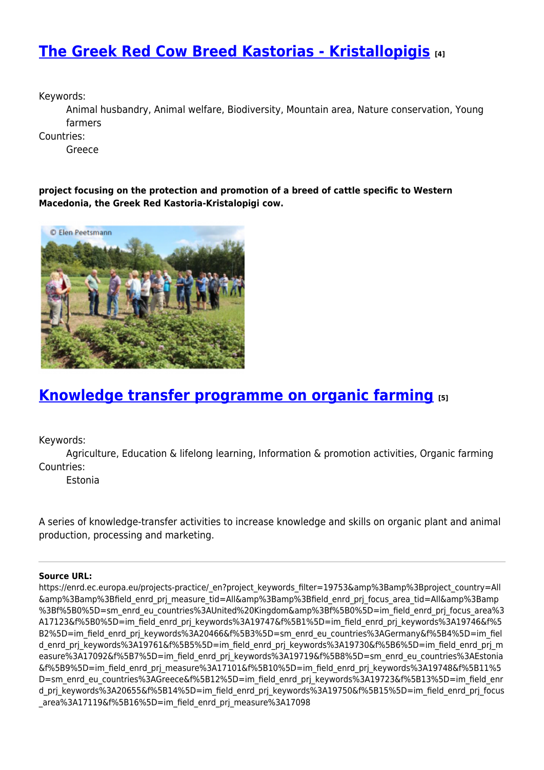## [The Greek Red Cow Breed Kastorias - Kristallopigis](#) [4]

Keywords:
    Animal husbandry, Animal welfare, Biodiversity, Mountain area, Nature conservation, Young farmers
Countries:
    Greece

**project focusing on the protection and promotion of a breed of cattle specific to Western Macedonia, the Greek Red Kastoria-Kristalopigi cow.**

© Elen Peetsmann

## [Knowledge transfer programme on organic farming](#) [5]

Keywords:
    Agriculture, Education & lifelong learning, Information & promotion activities, Organic farming
Countries:
    Estonia

A series of knowledge-transfer activities to increase knowledge and skills on organic plant and animal production, processing and marketing.

---

**Source URL:**
https://enrd.ec.europa.eu/projects-practice/_en?project_keywords_filter=19753&amp%3Bamp%3Bproject_country=All&amp%3Bamp%3Bfield_enrd_prj_measure_tid=All&amp%3Bamp%3Bfield_enrd_prj_focus_area_tid=All&amp%3Bamp%3Bf%5B0%5D=sm_enrd_eu_countries%3AUnited%20Kingdom&amp%3Bf%5B0%5D=im_field_enrd_prj_focus_area%3A17123&f%5B0%5D=im_field_enrd_prj_keywords%3A19747&f%5B1%5D=im_field_enrd_prj_keywords%3A19746&f%5B2%5D=im_field_enrd_prj_keywords%3A20466&f%5B3%5D=sm_enrd_eu_countries%3AGermany&f%5B4%5D=im_field_enrd_prj_keywords%3A19761&f%5B5%5D=im_field_enrd_prj_keywords%3A19730&f%5B6%5D=im_field_enrd_prj_measure%3A17092&f%5B7%5D=im_field_enrd_prj_keywords%3A19719&f%5B8%5D=sm_enrd_eu_countries%3AEstonia&f%5B9%5D=im_field_enrd_prj_measure%3A17101&f%5B10%5D=im_field_enrd_prj_keywords%3A19748&f%5B11%5D=sm_enrd_eu_countries%3AGreece&f%5B12%5D=im_field_enrd_prj_keywords%3A19723&f%5B13%5D=im_field_enrd_prj_keywords%3A20655&f%5B14%5D=im_field_enrd_prj_keywords%3A19750&f%5B15%5D=im_field_enrd_prj_focus_area%3A17119&f%5B16%5D=im_field_enrd_prj_measure%3A17098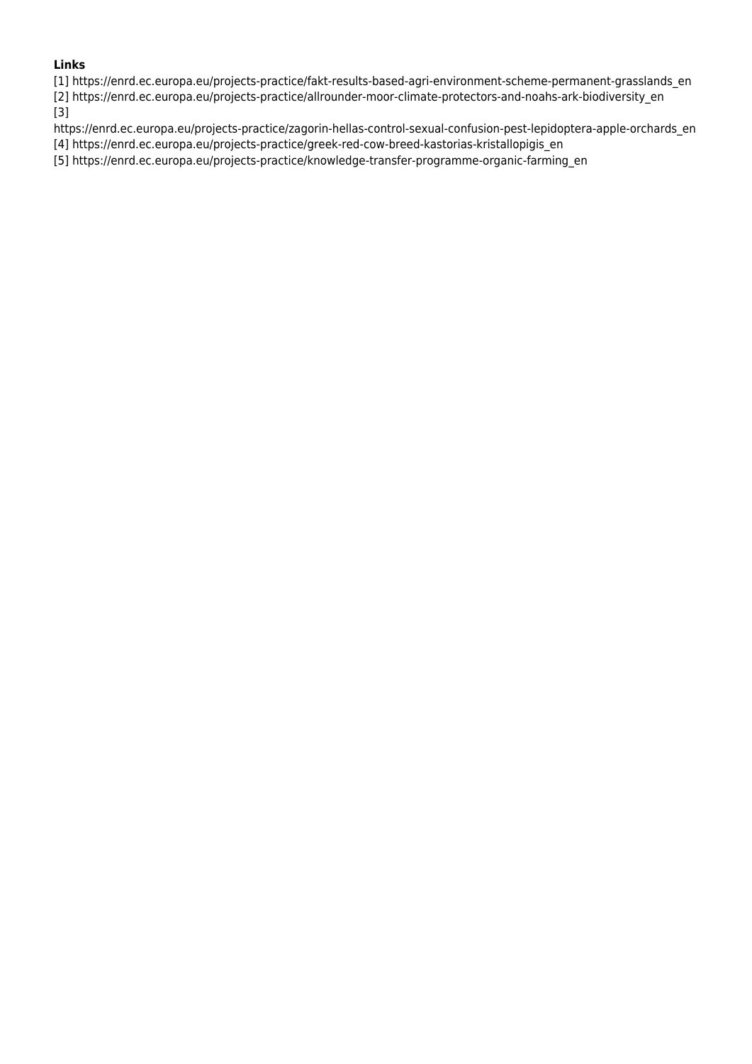**Links**

[1] https://enrd.ec.europa.eu/projects-practice/fakt-results-based-agri-environment-scheme-permanent-grasslands_en
[2] https://enrd.ec.europa.eu/projects-practice/allrounder-moor-climate-protectors-and-noahs-ark-biodiversity_en
[3]
https://enrd.ec.europa.eu/projects-practice/zagorin-hellas-control-sexual-confusion-pest-lepidoptera-apple-orchards_en
[4] https://enrd.ec.europa.eu/projects-practice/greek-red-cow-breed-kastorias-kristallopigis_en
[5] https://enrd.ec.europa.eu/projects-practice/knowledge-transfer-programme-organic-farming_en